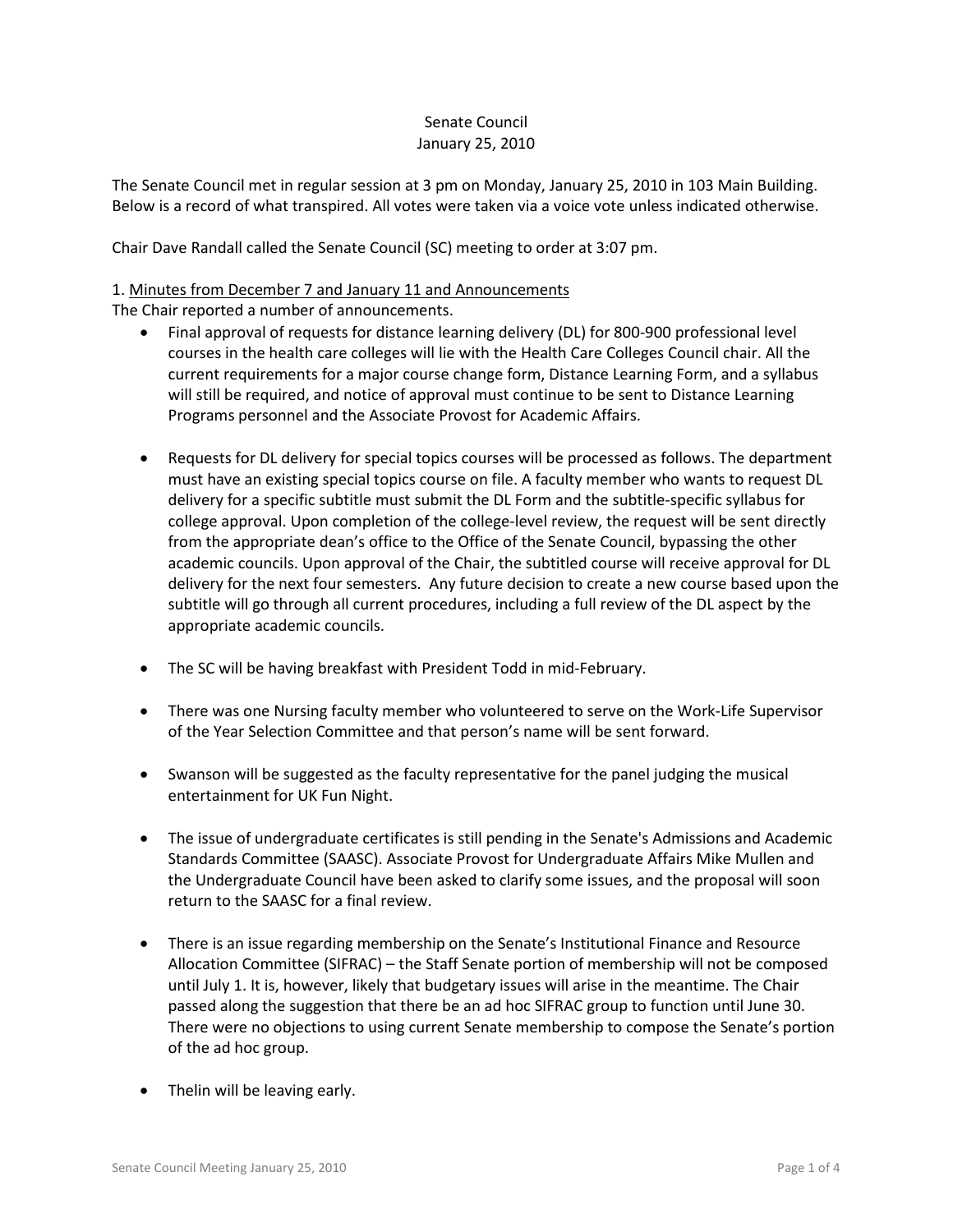# Senate Council
January 25, 2010

The Senate Council met in regular session at 3 pm on Monday, January 25, 2010 in 103 Main Building. Below is a record of what transpired. All votes were taken via a voice vote unless indicated otherwise.

Chair Dave Randall called the Senate Council (SC) meeting to order at 3:07 pm.

1. Minutes from December 7 and January 11 and Announcements

The Chair reported a number of announcements.

- Final approval of requests for distance learning delivery (DL) for 800-900 professional level courses in the health care colleges will lie with the Health Care Colleges Council chair. All the current requirements for a major course change form, Distance Learning Form, and a syllabus will still be required, and notice of approval must continue to be sent to Distance Learning Programs personnel and the Associate Provost for Academic Affairs.

- Requests for DL delivery for special topics courses will be processed as follows. The department must have an existing special topics course on file. A faculty member who wants to request DL delivery for a specific subtitle must submit the DL Form and the subtitle-specific syllabus for college approval. Upon completion of the college-level review, the request will be sent directly from the appropriate dean's office to the Office of the Senate Council, bypassing the other academic councils. Upon approval of the Chair, the subtitled course will receive approval for DL delivery for the next four semesters. Any future decision to create a new course based upon the subtitle will go through all current procedures, including a full review of the DL aspect by the appropriate academic councils.

- The SC will be having breakfast with President Todd in mid-February.

- There was one Nursing faculty member who volunteered to serve on the Work-Life Supervisor of the Year Selection Committee and that person's name will be sent forward.

- Swanson will be suggested as the faculty representative for the panel judging the musical entertainment for UK Fun Night.

- The issue of undergraduate certificates is still pending in the Senate's Admissions and Academic Standards Committee (SAASC). Associate Provost for Undergraduate Affairs Mike Mullen and the Undergraduate Council have been asked to clarify some issues, and the proposal will soon return to the SAASC for a final review.

- There is an issue regarding membership on the Senate's Institutional Finance and Resource Allocation Committee (SIFRAC) – the Staff Senate portion of membership will not be composed until July 1. It is, however, likely that budgetary issues will arise in the meantime. The Chair passed along the suggestion that there be an ad hoc SIFRAC group to function until June 30. There were no objections to using current Senate membership to compose the Senate's portion of the ad hoc group.

- Thelin will be leaving early.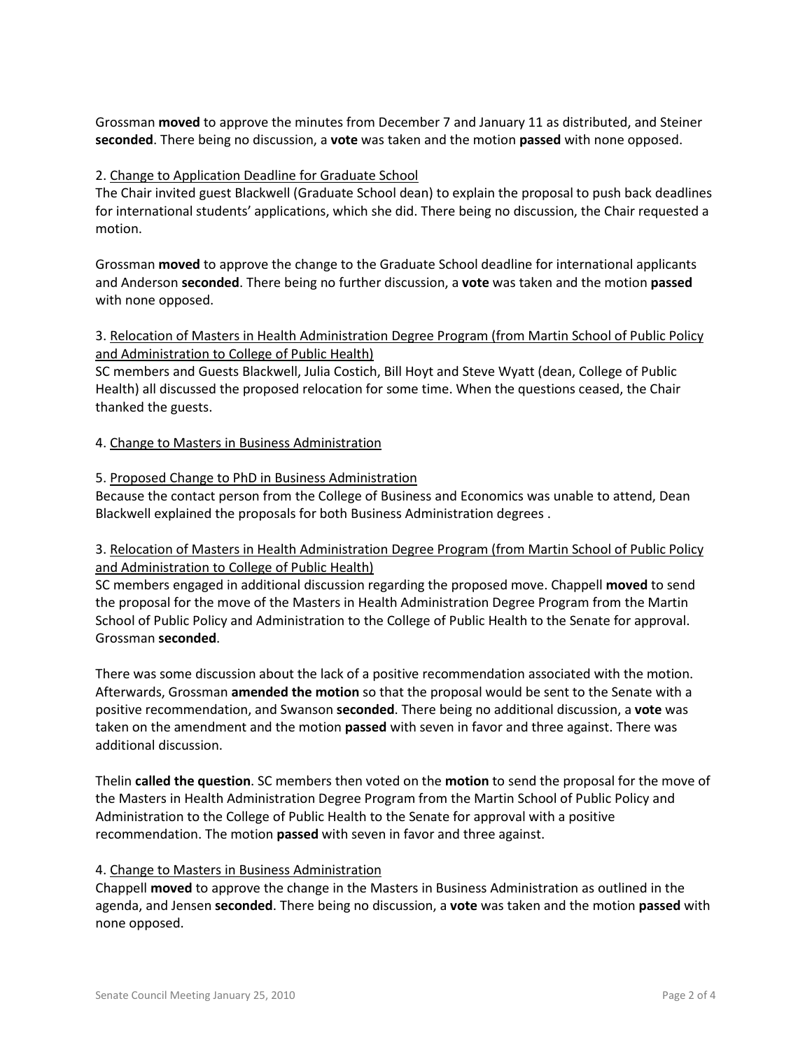Grossman **moved** to approve the minutes from December 7 and January 11 as distributed, and Steiner **seconded**. There being no discussion, a **vote** was taken and the motion **passed** with none opposed.

2. Change to Application Deadline for Graduate School

The Chair invited guest Blackwell (Graduate School dean) to explain the proposal to push back deadlines for international students' applications, which she did. There being no discussion, the Chair requested a motion.

Grossman **moved** to approve the change to the Graduate School deadline for international applicants and Anderson **seconded**. There being no further discussion, a **vote** was taken and the motion **passed** with none opposed.

3. Relocation of Masters in Health Administration Degree Program (from Martin School of Public Policy and Administration to College of Public Health)

SC members and Guests Blackwell, Julia Costich, Bill Hoyt and Steve Wyatt (dean, College of Public Health) all discussed the proposed relocation for some time. When the questions ceased, the Chair thanked the guests.

4. Change to Masters in Business Administration

5. Proposed Change to PhD in Business Administration

Because the contact person from the College of Business and Economics was unable to attend, Dean Blackwell explained the proposals for both Business Administration degrees .

3. Relocation of Masters in Health Administration Degree Program (from Martin School of Public Policy and Administration to College of Public Health)

SC members engaged in additional discussion regarding the proposed move. Chappell **moved** to send the proposal for the move of the Masters in Health Administration Degree Program from the Martin School of Public Policy and Administration to the College of Public Health to the Senate for approval. Grossman **seconded**.

There was some discussion about the lack of a positive recommendation associated with the motion. Afterwards, Grossman **amended the motion** so that the proposal would be sent to the Senate with a positive recommendation, and Swanson **seconded**. There being no additional discussion, a **vote** was taken on the amendment and the motion **passed** with seven in favor and three against. There was additional discussion.

Thelin **called the question**. SC members then voted on the **motion** to send the proposal for the move of the Masters in Health Administration Degree Program from the Martin School of Public Policy and Administration to the College of Public Health to the Senate for approval with a positive recommendation. The motion **passed** with seven in favor and three against.

4. Change to Masters in Business Administration

Chappell **moved** to approve the change in the Masters in Business Administration as outlined in the agenda, and Jensen **seconded**. There being no discussion, a **vote** was taken and the motion **passed** with none opposed.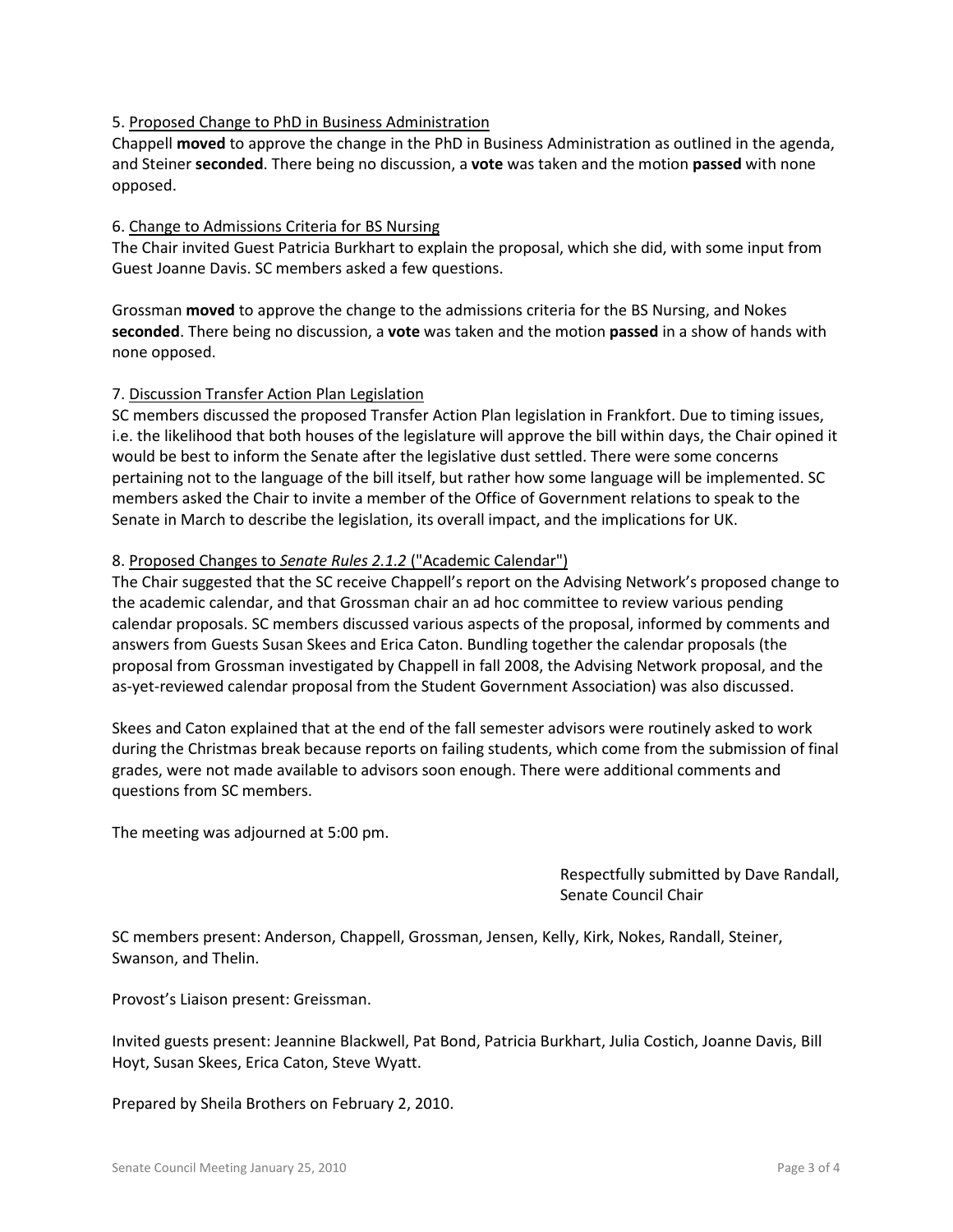5. <u>Proposed Change to PhD in Business Administration</u>

Chappell **moved** to approve the change in the PhD in Business Administration as outlined in the agenda, and Steiner **seconded**. There being no discussion, a **vote** was taken and the motion **passed** with none opposed.

6. <u>Change to Admissions Criteria for BS Nursing</u>

The Chair invited Guest Patricia Burkhart to explain the proposal, which she did, with some input from Guest Joanne Davis. SC members asked a few questions.

Grossman **moved** to approve the change to the admissions criteria for the BS Nursing, and Nokes **seconded**. There being no discussion, a **vote** was taken and the motion **passed** in a show of hands with none opposed.

7. <u>Discussion Transfer Action Plan Legislation</u>

SC members discussed the proposed Transfer Action Plan legislation in Frankfort. Due to timing issues, i.e. the likelihood that both houses of the legislature will approve the bill within days, the Chair opined it would be best to inform the Senate after the legislative dust settled. There were some concerns pertaining not to the language of the bill itself, but rather how some language will be implemented. SC members asked the Chair to invite a member of the Office of Government relations to speak to the Senate in March to describe the legislation, its overall impact, and the implications for UK.

8. <u>Proposed Changes to *Senate Rules 2.1.2* ("Academic Calendar")</u>

The Chair suggested that the SC receive Chappell's report on the Advising Network's proposed change to the academic calendar, and that Grossman chair an ad hoc committee to review various pending calendar proposals. SC members discussed various aspects of the proposal, informed by comments and answers from Guests Susan Skees and Erica Caton. Bundling together the calendar proposals (the proposal from Grossman investigated by Chappell in fall 2008, the Advising Network proposal, and the as-yet-reviewed calendar proposal from the Student Government Association) was also discussed.

Skees and Caton explained that at the end of the fall semester advisors were routinely asked to work during the Christmas break because reports on failing students, which come from the submission of final grades, were not made available to advisors soon enough. There were additional comments and questions from SC members.

The meeting was adjourned at 5:00 pm.

Respectfully submitted by Dave Randall,
Senate Council Chair

SC members present: Anderson, Chappell, Grossman, Jensen, Kelly, Kirk, Nokes, Randall, Steiner, Swanson, and Thelin.

Provost's Liaison present: Greissman.

Invited guests present: Jeannine Blackwell, Pat Bond, Patricia Burkhart, Julia Costich, Joanne Davis, Bill Hoyt, Susan Skees, Erica Caton, Steve Wyatt.

Prepared by Sheila Brothers on February 2, 2010.